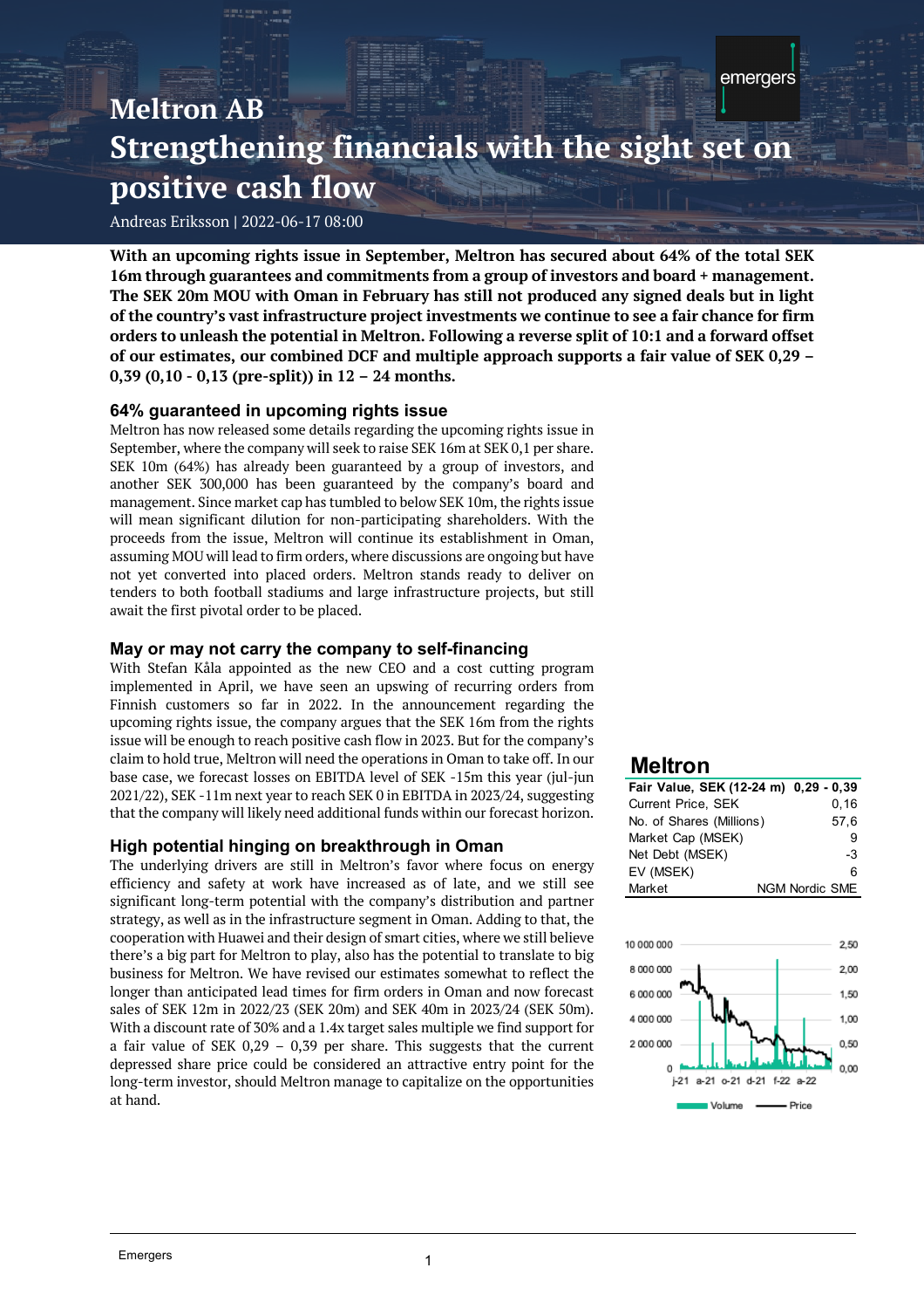# Meltron AB

# Strengthening financials with the sight set on positive cash flow

Andreas Eriksson | 2022-06-17 08:00

**With an upcoming rights issue in September, Meltron has secured about 64% of the total SEK 16m through guarantees and commitments from a group of investors and board + management. The SEK 20m MOU with Oman in February has still not produced any signed deals but in light of the country's vast infrastructure project investments we continue to see a fair chance for firm orders to unleash the potential in Meltron. Following a reverse split of 10:1 and a forward offset of our estimates, our combined DCF and multiple approach supports a fair value of SEK 0,29 – 0,39 (0,10 - 0,13 (pre-split)) in 12 – 24 months.**

## 64% guaranteed in upcoming rights issue

Meltron has now released some details regarding the upcoming rights issue in September, where the company will seek to raise SEK 16m at SEK 0,1 per share. SEK 10m (64%) has already been guaranteed by a group of investors, and another SEK 300,000 has been guaranteed by the company's board and management. Since market cap has tumbled to below SEK 10m, the rights issue will mean significant dilution for non-participating shareholders. With the proceeds from the issue, Meltron will continue its establishment in Oman, assuming MOU will lead to firm orders, where discussions are ongoing but have not yet converted into placed orders. Meltron stands ready to deliver on tenders to both football stadiums and large infrastructure projects, but still await the first pivotal order to be placed.

## May or may not carry the company to self-financing

With Stefan Kåla appointed as the new CEO and a cost cutting program implemented in April, we have seen an upswing of recurring orders from Finnish customers so far in 2022. In the announcement regarding the upcoming rights issue, the company argues that the SEK 16m from the rights issue will be enough to reach positive cash flow in 2023. But for the company's claim to hold true, Meltron will need the operations in Oman to take off. In our base case, we forecast losses on EBITDA level of SEK -15m this year (jul-jun 2021/22), SEK -11m next year to reach SEK 0 in EBITDA in 2023/24, suggesting that the company will likely need additional funds within our forecast horizon.

## High potential hinging on breakthrough in Oman

The underlying drivers are still in Meltron's favor where focus on energy efficiency and safety at work have increased as of late, and we still see significant long-term potential with the company's distribution and partner strategy, as well as in the infrastructure segment in Oman. Adding to that, the cooperation with Huawei and their design of smart cities, where we still believe there's a big part for Meltron to play, also has the potential to translate to big business for Meltron. We have revised our estimates somewhat to reflect the longer than anticipated lead times for firm orders in Oman and now forecast sales of SEK 12m in 2022/23 (SEK 20m) and SEK 40m in 2023/24 (SEK 50m). With a discount rate of 30% and a 1.4x target sales multiple we find support for a fair value of SEK 0,29 – 0,39 per share. This suggests that the current depressed share price could be considered an attractive entry point for the long-term investor, should Meltron manage to capitalize on the opportunities at hand.

## Meltron

| Fair Value, SEK (12-24 m) | 0,29 - 0,39 |
|---|---|
| Current Price, SEK | 0,16 |
| No. of Shares (Millions) | 57,6 |
| Market Cap (MSEK) | 9 |
| Net Debt (MSEK) | -3 |
| EV (MSEK) | 6 |
| Market | NGM Nordic SME |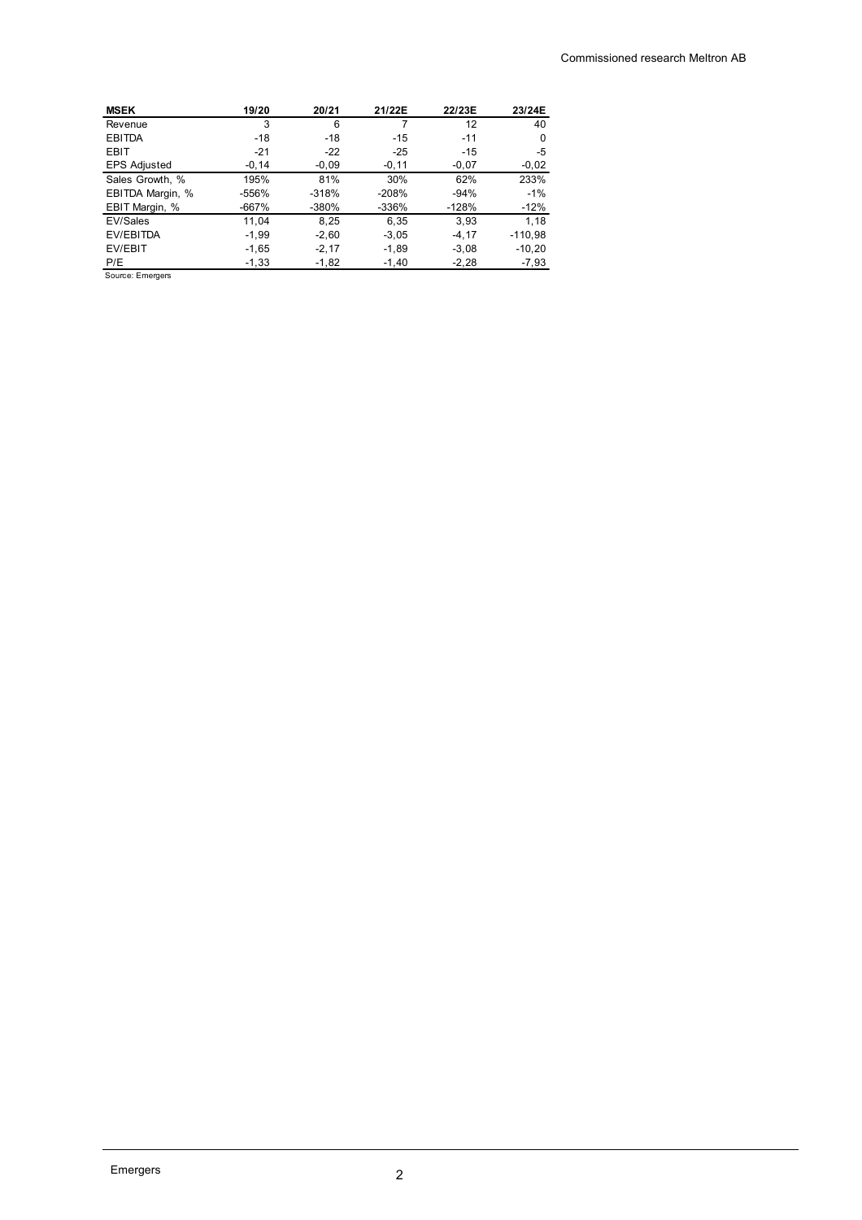| MSEK | 19/20 | 20/21 | 21/22E | 22/23E | 23/24E |
|---|---|---|---|---|---|
| Revenue | 3 | 6 | 7 | 12 | 40 |
| EBITDA | -18 | -18 | -15 | -11 | 0 |
| EBIT | -21 | -22 | -25 | -15 | -5 |
| EPS Adjusted | -0,14 | -0,09 | -0,11 | -0,07 | -0,02 |
| Sales Growth, % | 195% | 81% | 30% | 62% | 233% |
| EBITDA Margin, % | -556% | -318% | -208% | -94% | -1% |
| EBIT Margin, % | -667% | -380% | -336% | -128% | -12% |
| EV/Sales | 11,04 | 8,25 | 6,35 | 3,93 | 1,18 |
| EV/EBITDA | -1,99 | -2,60 | -3,05 | -4,17 | -110,98 |
| EV/EBIT | -1,65 | -2,17 | -1,89 | -3,08 | -10,20 |
| P/E | -1,33 | -1,82 | -1,40 | -2,28 | -7,93 |

Source: Emergers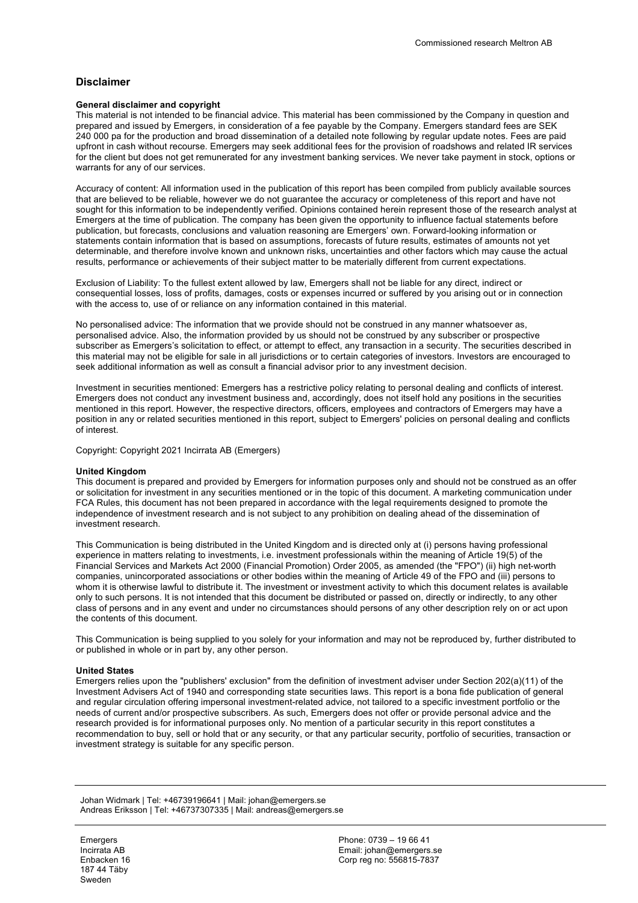## Disclaimer

**General disclaimer and copyright**

This material is not intended to be financial advice. This material has been commissioned by the Company in question and prepared and issued by Emergers, in consideration of a fee payable by the Company. Emergers standard fees are SEK 240 000 pa for the production and broad dissemination of a detailed note following by regular update notes. Fees are paid upfront in cash without recourse. Emergers may seek additional fees for the provision of roadshows and related IR services for the client but does not get remunerated for any investment banking services. We never take payment in stock, options or warrants for any of our services.

Accuracy of content: All information used in the publication of this report has been compiled from publicly available sources that are believed to be reliable, however we do not guarantee the accuracy or completeness of this report and have not sought for this information to be independently verified. Opinions contained herein represent those of the research analyst at Emergers at the time of publication. The company has been given the opportunity to influence factual statements before publication, but forecasts, conclusions and valuation reasoning are Emergers' own. Forward-looking information or statements contain information that is based on assumptions, forecasts of future results, estimates of amounts not yet determinable, and therefore involve known and unknown risks, uncertainties and other factors which may cause the actual results, performance or achievements of their subject matter to be materially different from current expectations.

Exclusion of Liability: To the fullest extent allowed by law, Emergers shall not be liable for any direct, indirect or consequential losses, loss of profits, damages, costs or expenses incurred or suffered by you arising out or in connection with the access to, use of or reliance on any information contained in this material.

No personalised advice: The information that we provide should not be construed in any manner whatsoever as, personalised advice. Also, the information provided by us should not be construed by any subscriber or prospective subscriber as Emergers's solicitation to effect, or attempt to effect, any transaction in a security. The securities described in this material may not be eligible for sale in all jurisdictions or to certain categories of investors. Investors are encouraged to seek additional information as well as consult a financial advisor prior to any investment decision.

Investment in securities mentioned: Emergers has a restrictive policy relating to personal dealing and conflicts of interest. Emergers does not conduct any investment business and, accordingly, does not itself hold any positions in the securities mentioned in this report. However, the respective directors, officers, employees and contractors of Emergers may have a position in any or related securities mentioned in this report, subject to Emergers' policies on personal dealing and conflicts of interest.

Copyright: Copyright 2021 Incirrata AB (Emergers)

**United Kingdom**

This document is prepared and provided by Emergers for information purposes only and should not be construed as an offer or solicitation for investment in any securities mentioned or in the topic of this document. A marketing communication under FCA Rules, this document has not been prepared in accordance with the legal requirements designed to promote the independence of investment research and is not subject to any prohibition on dealing ahead of the dissemination of investment research.

This Communication is being distributed in the United Kingdom and is directed only at (i) persons having professional experience in matters relating to investments, i.e. investment professionals within the meaning of Article 19(5) of the Financial Services and Markets Act 2000 (Financial Promotion) Order 2005, as amended (the "FPO") (ii) high net-worth companies, unincorporated associations or other bodies within the meaning of Article 49 of the FPO and (iii) persons to whom it is otherwise lawful to distribute it. The investment or investment activity to which this document relates is available only to such persons. It is not intended that this document be distributed or passed on, directly or indirectly, to any other class of persons and in any event and under no circumstances should persons of any other description rely on or act upon the contents of this document.

This Communication is being supplied to you solely for your information and may not be reproduced by, further distributed to or published in whole or in part by, any other person.

**United States**

Emergers relies upon the "publishers' exclusion" from the definition of investment adviser under Section 202(a)(11) of the Investment Advisers Act of 1940 and corresponding state securities laws. This report is a bona fide publication of general and regular circulation offering impersonal investment-related advice, not tailored to a specific investment portfolio or the needs of current and/or prospective subscribers. As such, Emergers does not offer or provide personal advice and the research provided is for informational purposes only. No mention of a particular security in this report constitutes a recommendation to buy, sell or hold that or any security, or that any particular security, portfolio of securities, transaction or investment strategy is suitable for any specific person.

Johan Widmark | Tel: +46739196641 | Mail: johan@emergers.se
Andreas Eriksson | Tel: +46737307335 | Mail: andreas@emergers.se

Emergers
Incirrata AB
Enbacken 16
187 44 Täby
Sweden

Phone: 0739 – 19 66 41
Email: johan@emergers.se
Corp reg no: 556815-7837